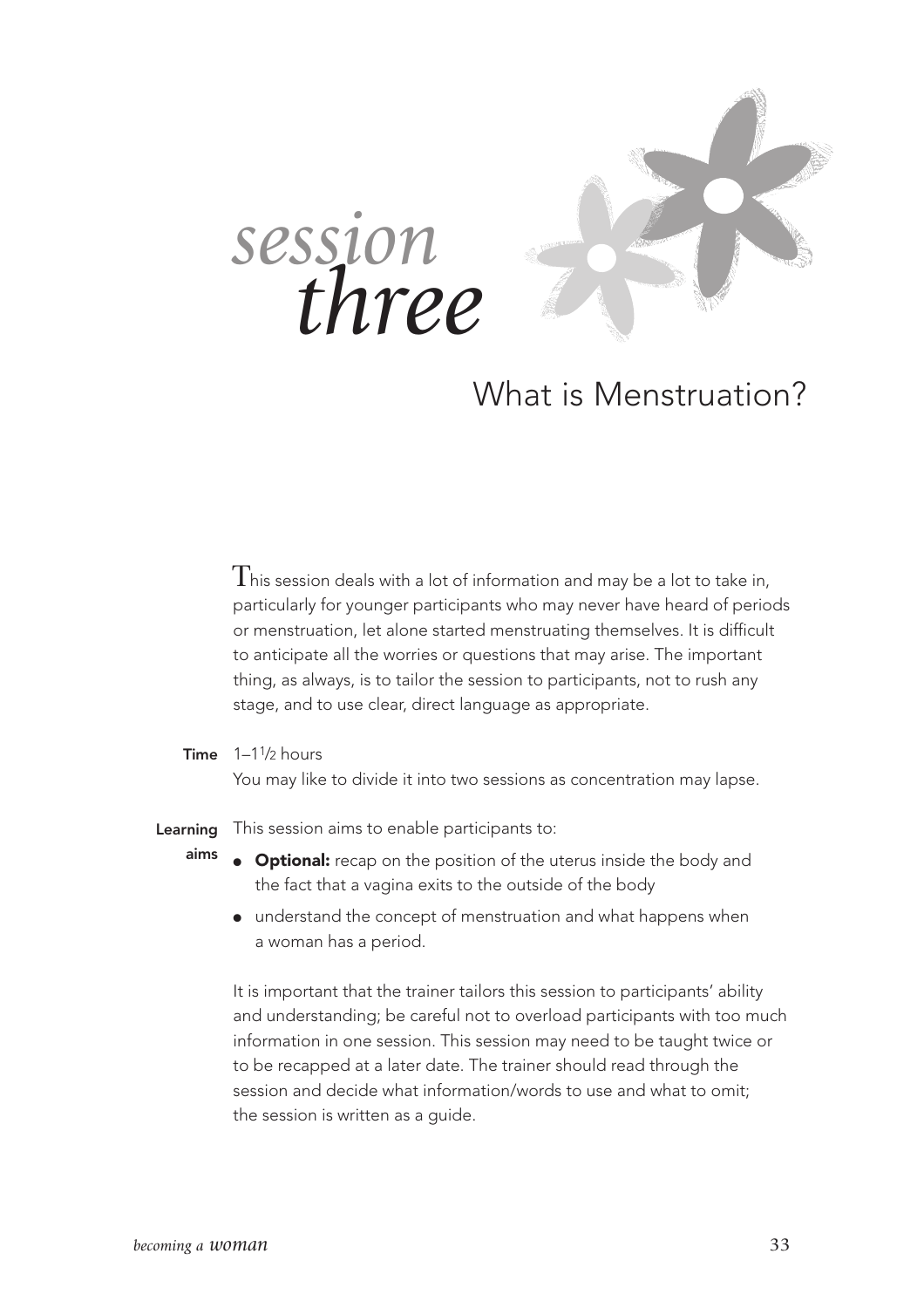# *session three*

## What is Menstruation?

This session deals with a lot of information and may be a lot to take in, particularly for younger participants who may never have heard of periods or menstruation, let alone started menstruating themselves. It is difficult to anticipate all the worries or questions that may arise. The important thing, as always, is to tailor the session to participants, not to rush any stage, and to use clear, direct language as appropriate.

**Time** 1–1½ hours
You may like to divide it into two sessions as concentration may lapse.

**Learning aims** This session aims to enable participants to:

- **Optional:** recap on the position of the uterus inside the body and the fact that a vagina exits to the outside of the body
- understand the concept of menstruation and what happens when a woman has a period.

It is important that the trainer tailors this session to participants' ability and understanding; be careful not to overload participants with too much information in one session. This session may need to be taught twice or to be recapped at a later date. The trainer should read through the session and decide what information/words to use and what to omit; the session is written as a guide.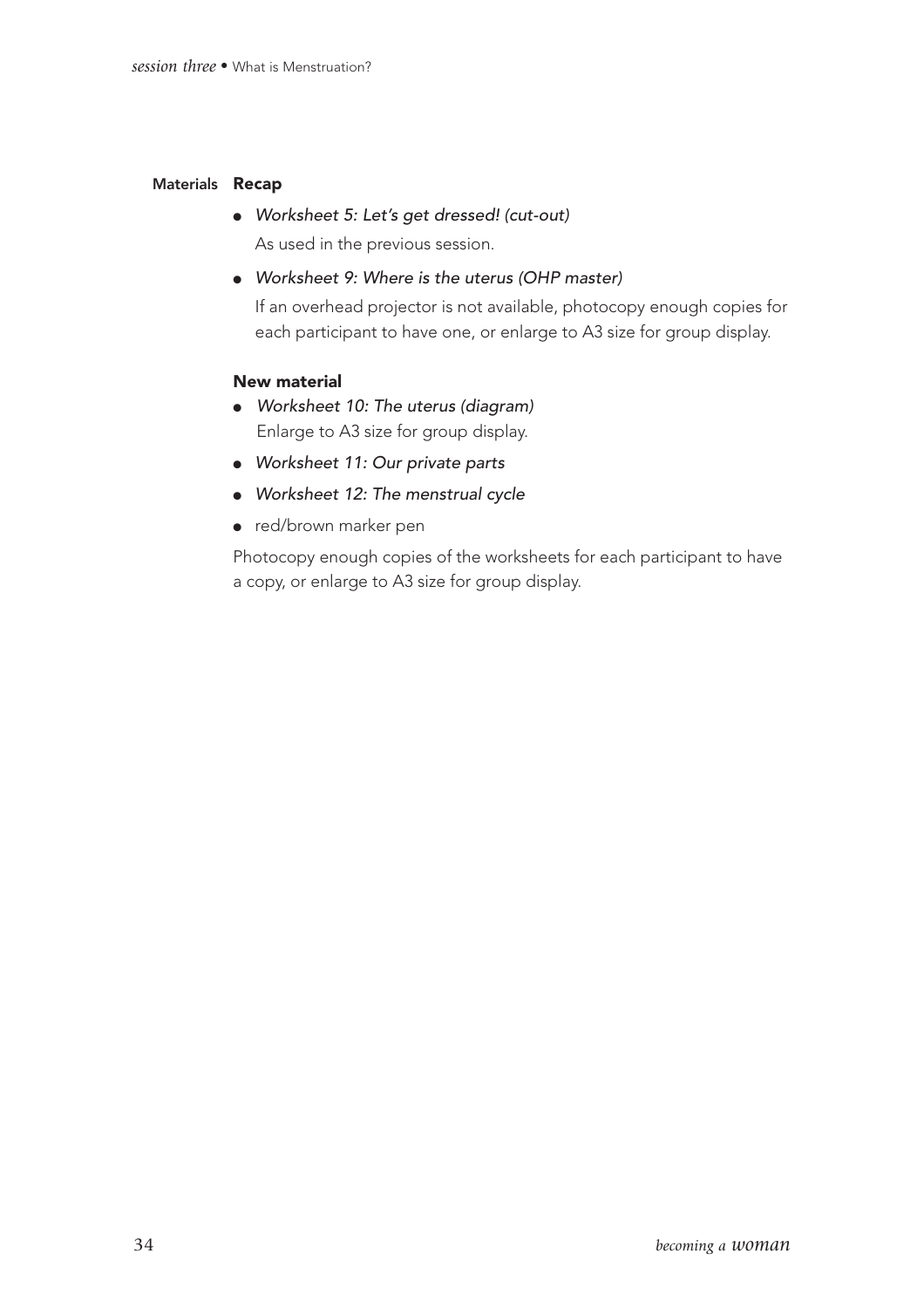## Materials

### Recap

- *Worksheet 5: Let's get dressed! (cut-out)*
  As used in the previous session.
- *Worksheet 9: Where is the uterus (OHP master)*
  If an overhead projector is not available, photocopy enough copies for each participant to have one, or enlarge to A3 size for group display.

### New material

- *Worksheet 10: The uterus (diagram)*
  Enlarge to A3 size for group display.
- *Worksheet 11: Our private parts*
- *Worksheet 12: The menstrual cycle*
- red/brown marker pen

Photocopy enough copies of the worksheets for each participant to have a copy, or enlarge to A3 size for group display.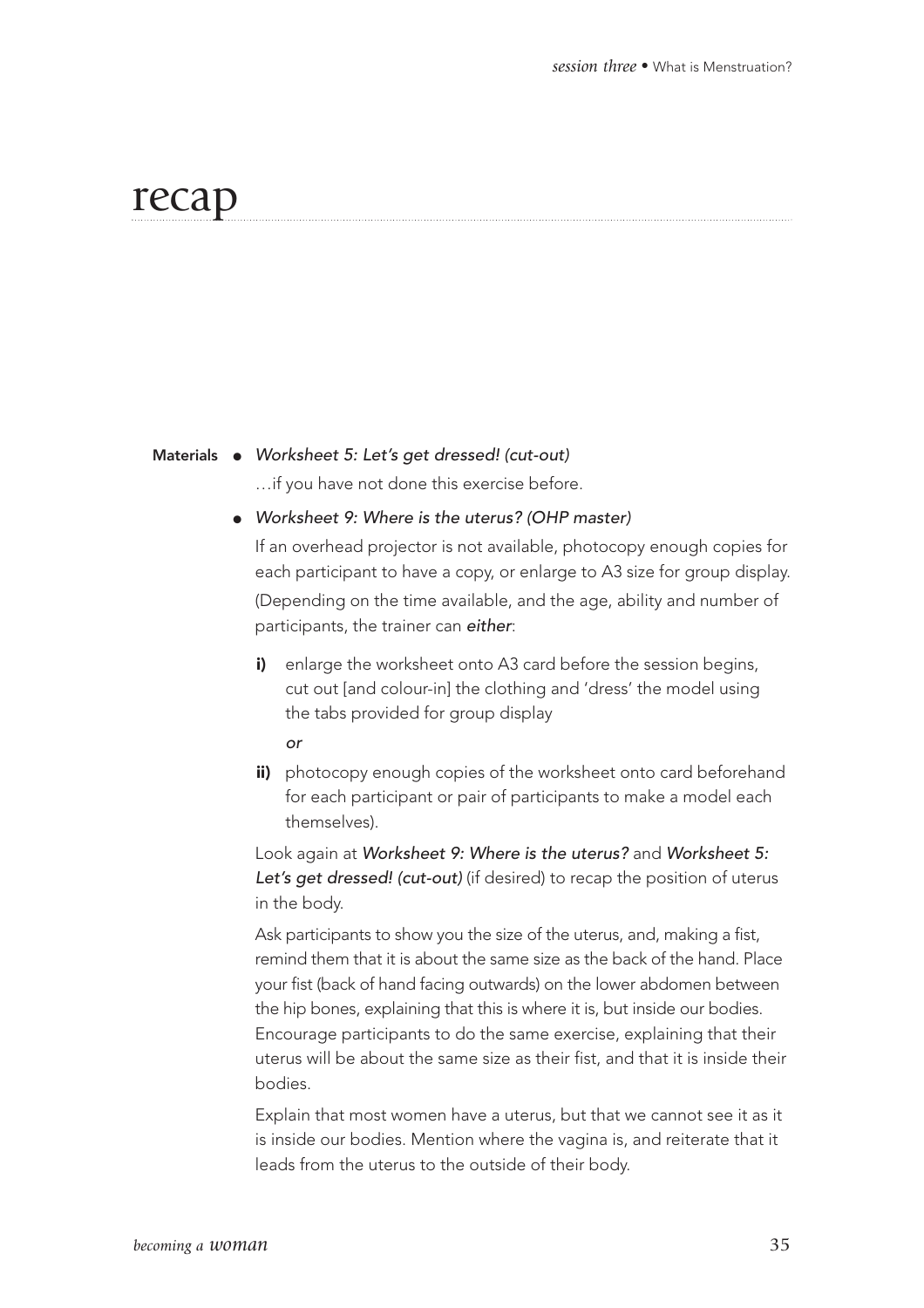# recap

**Materials**

- *Worksheet 5: Let's get dressed! (cut-out)*

  …if you have not done this exercise before.

- *Worksheet 9: Where is the uterus? (OHP master)*

  If an overhead projector is not available, photocopy enough copies for each participant to have a copy, or enlarge to A3 size for group display.

  (Depending on the time available, and the age, ability and number of participants, the trainer can ***either***:

  **i)** enlarge the worksheet onto A3 card before the session begins, cut out [and colour-in] the clothing and 'dress' the model using the tabs provided for group display

  *or*

  **ii)** photocopy enough copies of the worksheet onto card beforehand for each participant or pair of participants to make a model each themselves).

  Look again at ***Worksheet 9: Where is the uterus?*** and ***Worksheet 5: Let's get dressed! (cut-out)*** (if desired) to recap the position of uterus in the body.

  Ask participants to show you the size of the uterus, and, making a fist, remind them that it is about the same size as the back of the hand. Place your fist (back of hand facing outwards) on the lower abdomen between the hip bones, explaining that this is where it is, but inside our bodies. Encourage participants to do the same exercise, explaining that their uterus will be about the same size as their fist, and that it is inside their bodies.

  Explain that most women have a uterus, but that we cannot see it as it is inside our bodies. Mention where the vagina is, and reiterate that it leads from the uterus to the outside of their body.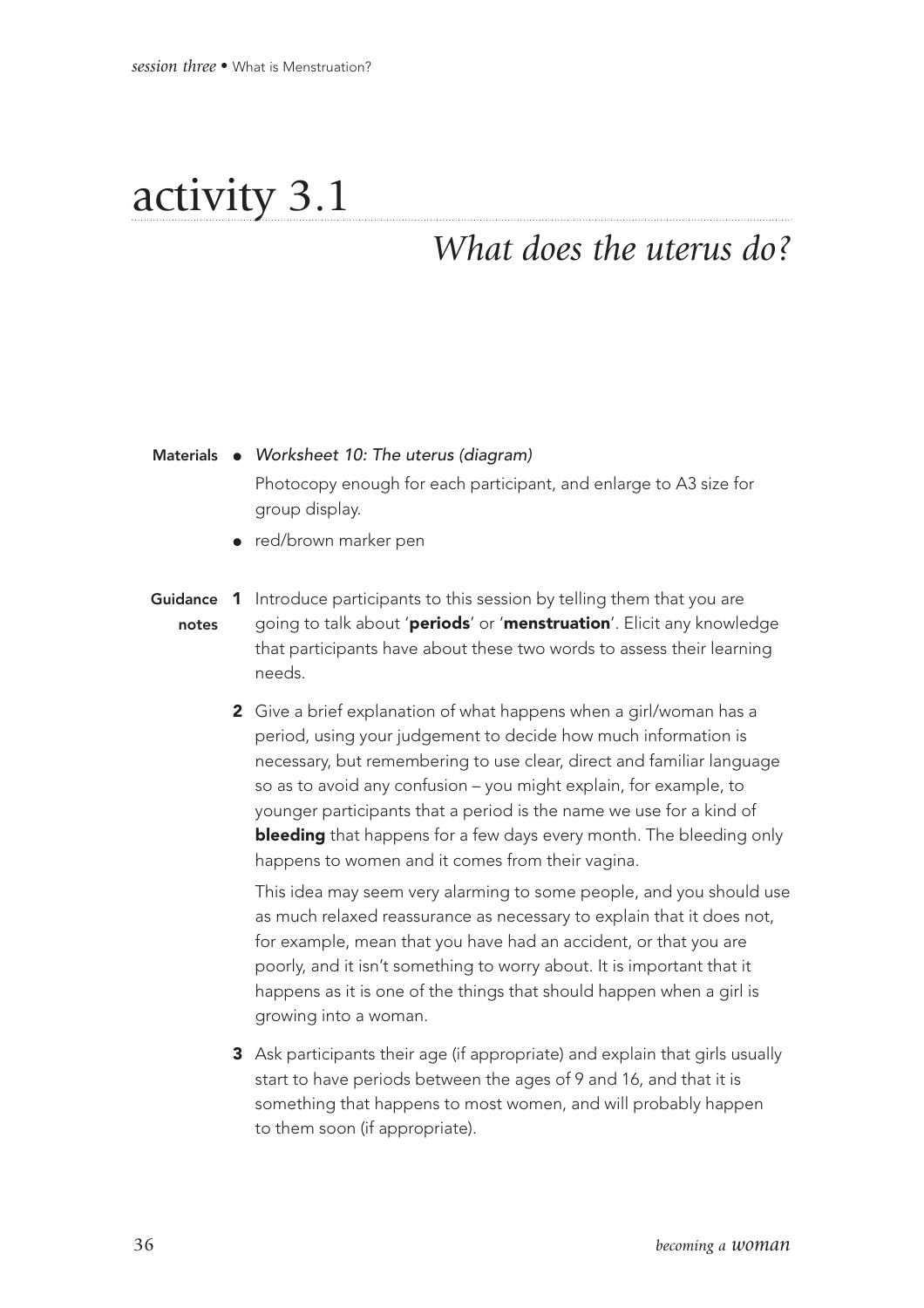# activity 3.1

## *What does the uterus do?*

**Materials**

- *Worksheet 10: The uterus (diagram)*

  Photocopy enough for each participant, and enlarge to A3 size for group display.

- red/brown marker pen

**Guidance notes**

1. Introduce participants to this session by telling them that you are going to talk about '**periods**' or '**menstruation**'. Elicit any knowledge that participants have about these two words to assess their learning needs.

2. Give a brief explanation of what happens when a girl/woman has a period, using your judgement to decide how much information is necessary, but remembering to use clear, direct and familiar language so as to avoid any confusion – you might explain, for example, to younger participants that a period is the name we use for a kind of **bleeding** that happens for a few days every month. The bleeding only happens to women and it comes from their vagina.

   This idea may seem very alarming to some people, and you should use as much relaxed reassurance as necessary to explain that it does not, for example, mean that you have had an accident, or that you are poorly, and it isn't something to worry about. It is important that it happens as it is one of the things that should happen when a girl is growing into a woman.

3. Ask participants their age (if appropriate) and explain that girls usually start to have periods between the ages of 9 and 16, and that it is something that happens to most women, and will probably happen to them soon (if appropriate).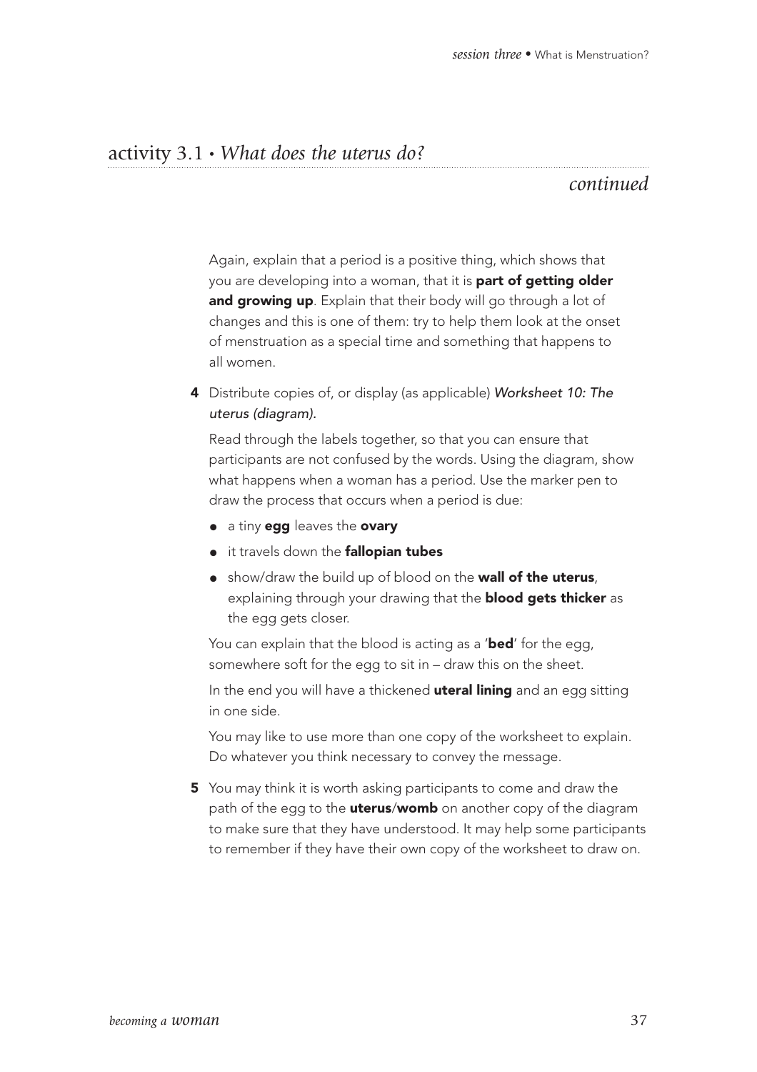## activity 3.1 • *What does the uterus do?*

*continued*

Again, explain that a period is a positive thing, which shows that you are developing into a woman, that it is **part of getting older and growing up**. Explain that their body will go through a lot of changes and this is one of them: try to help them look at the onset of menstruation as a special time and something that happens to all women.

**4** Distribute copies of, or display (as applicable) *Worksheet 10: The uterus (diagram).*

Read through the labels together, so that you can ensure that participants are not confused by the words. Using the diagram, show what happens when a woman has a period. Use the marker pen to draw the process that occurs when a period is due:

- a tiny **egg** leaves the **ovary**
- it travels down the **fallopian tubes**
- show/draw the build up of blood on the **wall of the uterus**, explaining through your drawing that the **blood gets thicker** as the egg gets closer.

You can explain that the blood is acting as a '**bed**' for the egg, somewhere soft for the egg to sit in – draw this on the sheet.

In the end you will have a thickened **uteral lining** and an egg sitting in one side.

You may like to use more than one copy of the worksheet to explain. Do whatever you think necessary to convey the message.

**5** You may think it is worth asking participants to come and draw the path of the egg to the **uterus**/**womb** on another copy of the diagram to make sure that they have understood. It may help some participants to remember if they have their own copy of the worksheet to draw on.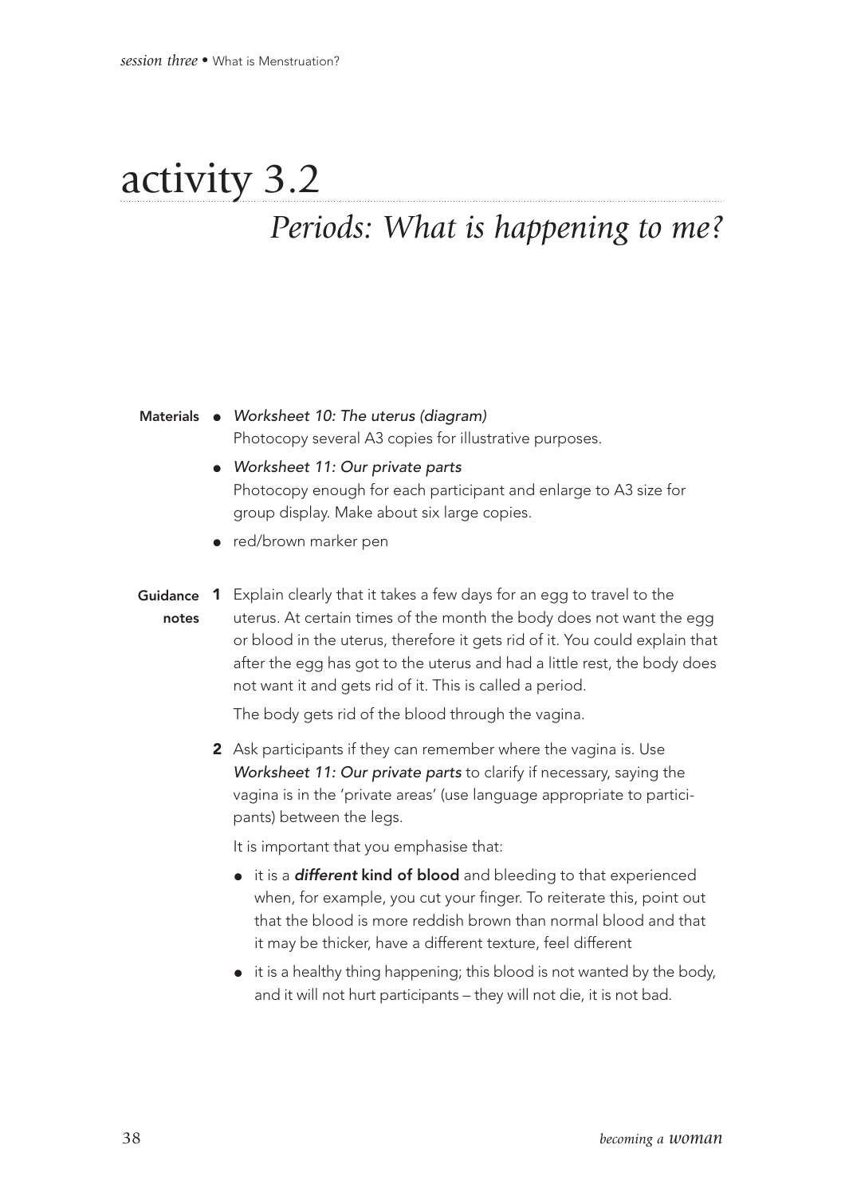# activity 3.2

## *Periods: What is happening to me?*

**Materials**

- *Worksheet 10: The uterus (diagram)*
  Photocopy several A3 copies for illustrative purposes.
- *Worksheet 11: Our private parts*
  Photocopy enough for each participant and enlarge to A3 size for group display. Make about six large copies.
- red/brown marker pen

**Guidance notes**

**1** Explain clearly that it takes a few days for an egg to travel to the uterus. At certain times of the month the body does not want the egg or blood in the uterus, therefore it gets rid of it. You could explain that after the egg has got to the uterus and had a little rest, the body does not want it and gets rid of it. This is called a period.

The body gets rid of the blood through the vagina.

**2** Ask participants if they can remember where the vagina is. Use ***Worksheet 11: Our private parts*** to clarify if necessary, saying the vagina is in the 'private areas' (use language appropriate to participants) between the legs.

It is important that you emphasise that:

- it is a ***different* kind of blood** and bleeding to that experienced when, for example, you cut your finger. To reiterate this, point out that the blood is more reddish brown than normal blood and that it may be thicker, have a different texture, feel different
- it is a healthy thing happening; this blood is not wanted by the body, and it will not hurt participants – they will not die, it is not bad.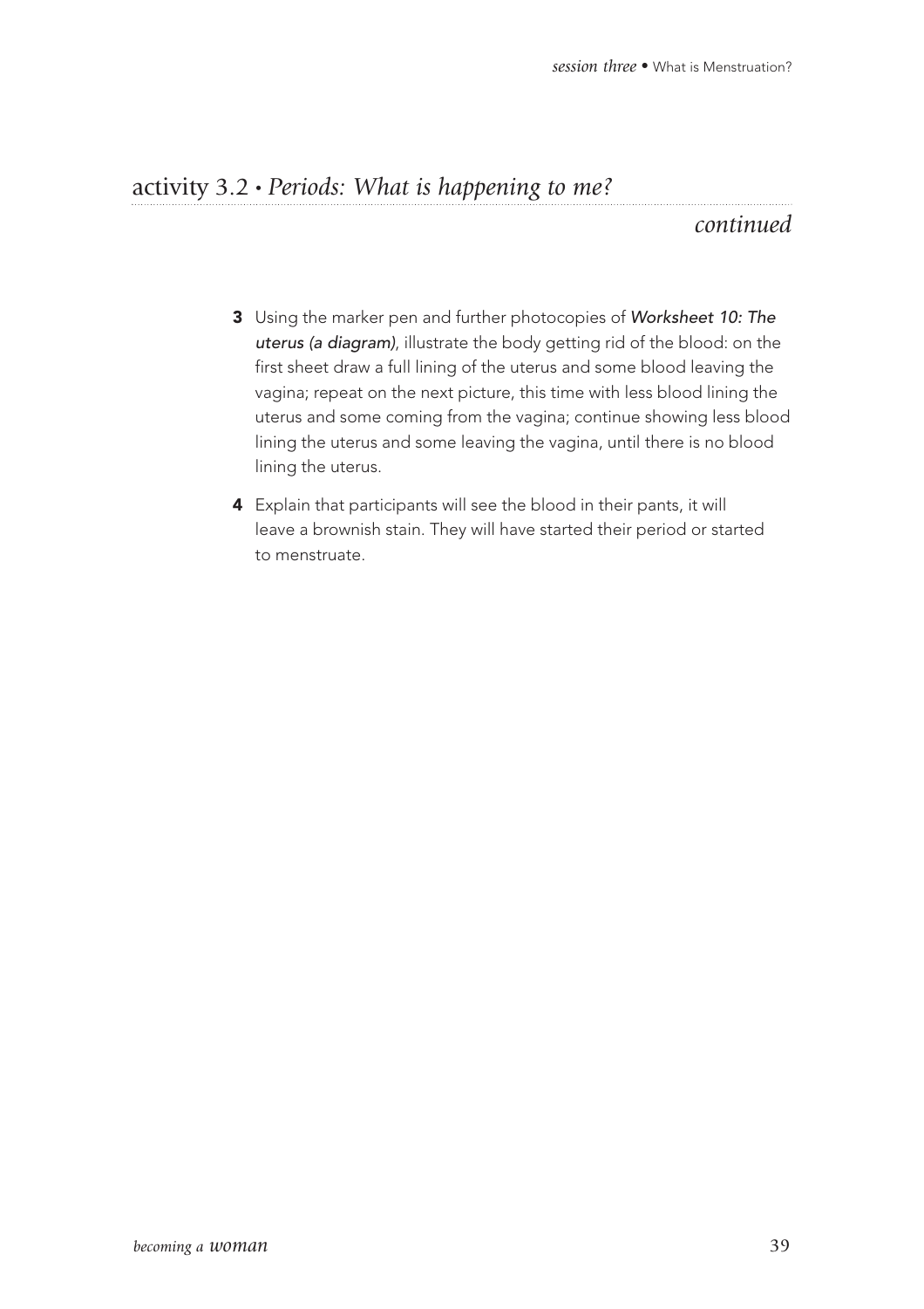## activity 3.2 • *Periods: What is happening to me?*

*continued*

3. Using the marker pen and further photocopies of ***Worksheet 10: The uterus (a diagram)***, illustrate the body getting rid of the blood: on the first sheet draw a full lining of the uterus and some blood leaving the vagina; repeat on the next picture, this time with less blood lining the uterus and some coming from the vagina; continue showing less blood lining the uterus and some leaving the vagina, until there is no blood lining the uterus.
4. Explain that participants will see the blood in their pants, it will leave a brownish stain. They will have started their period or started to menstruate.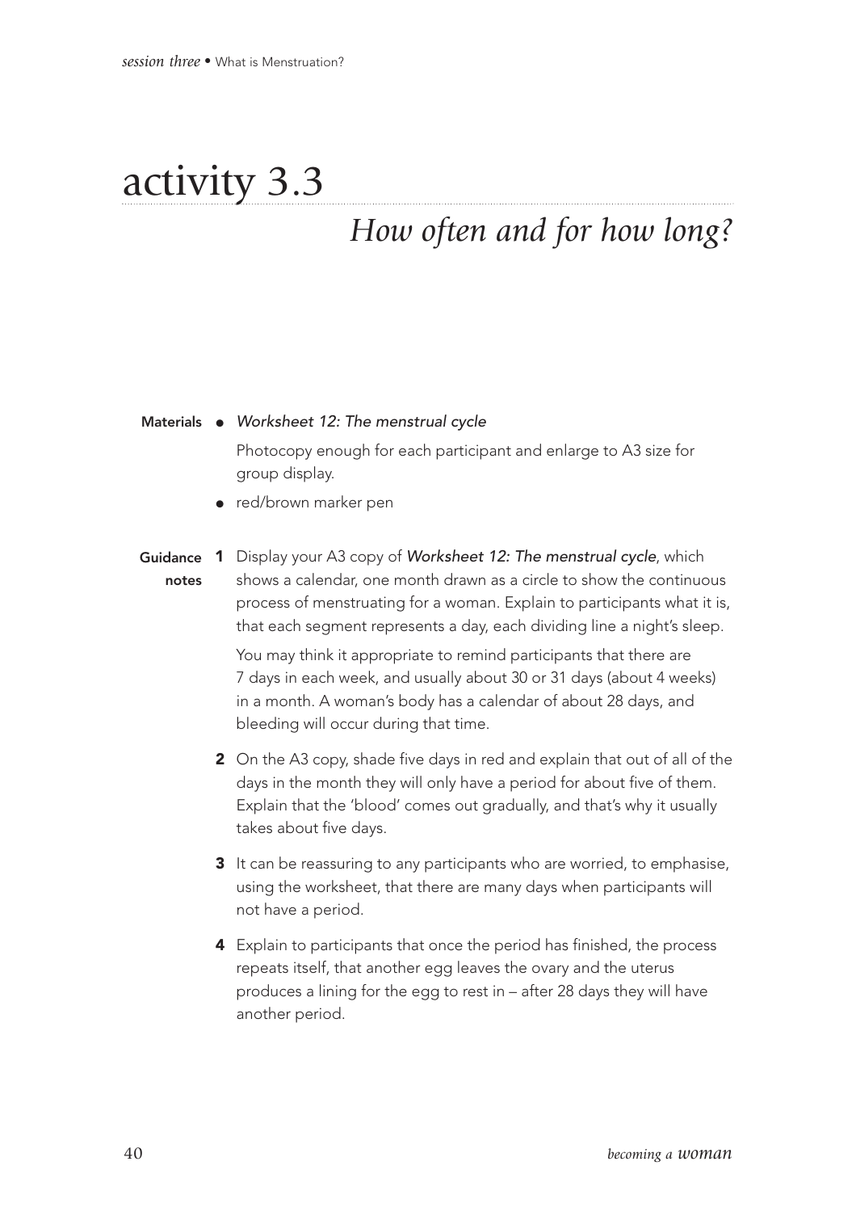# activity 3.3

## *How often and for how long?*

**Materials**

- *Worksheet 12: The menstrual cycle*

  Photocopy enough for each participant and enlarge to A3 size for group display.

- red/brown marker pen

**Guidance notes**

1. Display your A3 copy of *Worksheet 12: The menstrual cycle*, which shows a calendar, one month drawn as a circle to show the continuous process of menstruating for a woman. Explain to participants what it is, that each segment represents a day, each dividing line a night's sleep.

   You may think it appropriate to remind participants that there are 7 days in each week, and usually about 30 or 31 days (about 4 weeks) in a month. A woman's body has a calendar of about 28 days, and bleeding will occur during that time.

2. On the A3 copy, shade five days in red and explain that out of all of the days in the month they will only have a period for about five of them. Explain that the 'blood' comes out gradually, and that's why it usually takes about five days.

3. It can be reassuring to any participants who are worried, to emphasise, using the worksheet, that there are many days when participants will not have a period.

4. Explain to participants that once the period has finished, the process repeats itself, that another egg leaves the ovary and the uterus produces a lining for the egg to rest in – after 28 days they will have another period.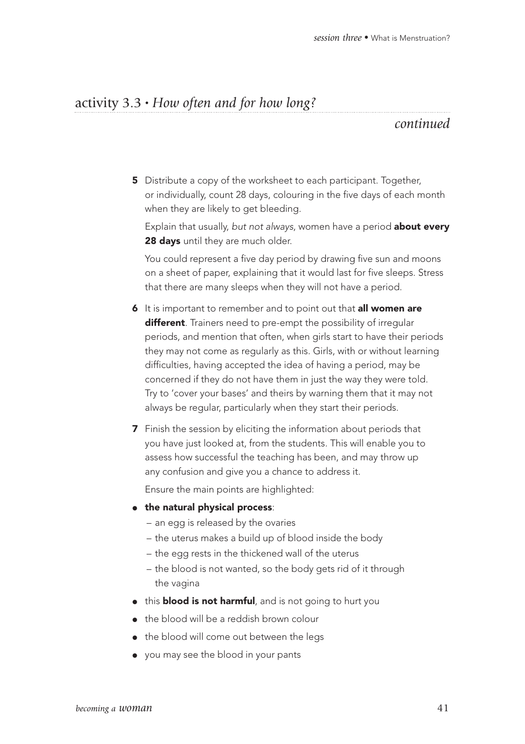## activity 3.3 • *How often and for how long?*

*continued*

**5** Distribute a copy of the worksheet to each participant. Together, or individually, count 28 days, colouring in the five days of each month when they are likely to get bleeding.

Explain that usually, *but not always*, women have a period **about every 28 days** until they are much older.

You could represent a five day period by drawing five sun and moons on a sheet of paper, explaining that it would last for five sleeps. Stress that there are many sleeps when they will not have a period.

**6** It is important to remember and to point out that **all women are different**. Trainers need to pre-empt the possibility of irregular periods, and mention that often, when girls start to have their periods they may not come as regularly as this. Girls, with or without learning difficulties, having accepted the idea of having a period, may be concerned if they do not have them in just the way they were told. Try to 'cover your bases' and theirs by warning them that it may not always be regular, particularly when they start their periods.

**7** Finish the session by eliciting the information about periods that you have just looked at, from the students. This will enable you to assess how successful the teaching has been, and may throw up any confusion and give you a chance to address it.

Ensure the main points are highlighted:

- **the natural physical process**:
  - an egg is released by the ovaries
  - the uterus makes a build up of blood inside the body
  - the egg rests in the thickened wall of the uterus
  - the blood is not wanted, so the body gets rid of it through the vagina
- this **blood is not harmful**, and is not going to hurt you
- the blood will be a reddish brown colour
- the blood will come out between the legs
- you may see the blood in your pants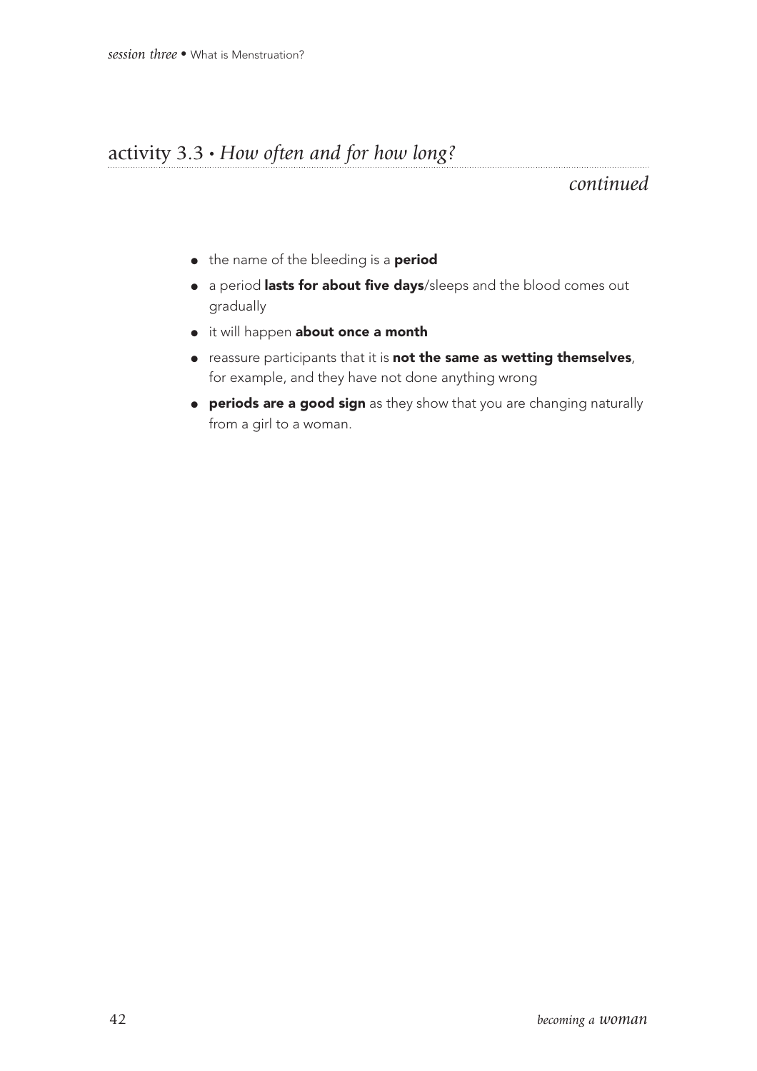## activity 3.3 • *How often and for how long?*

*continued*

- the name of the bleeding is a **period**
- a period **lasts for about five days**/sleeps and the blood comes out gradually
- it will happen **about once a month**
- reassure participants that it is **not the same as wetting themselves**, for example, and they have not done anything wrong
- **periods are a good sign** as they show that you are changing naturally from a girl to a woman.